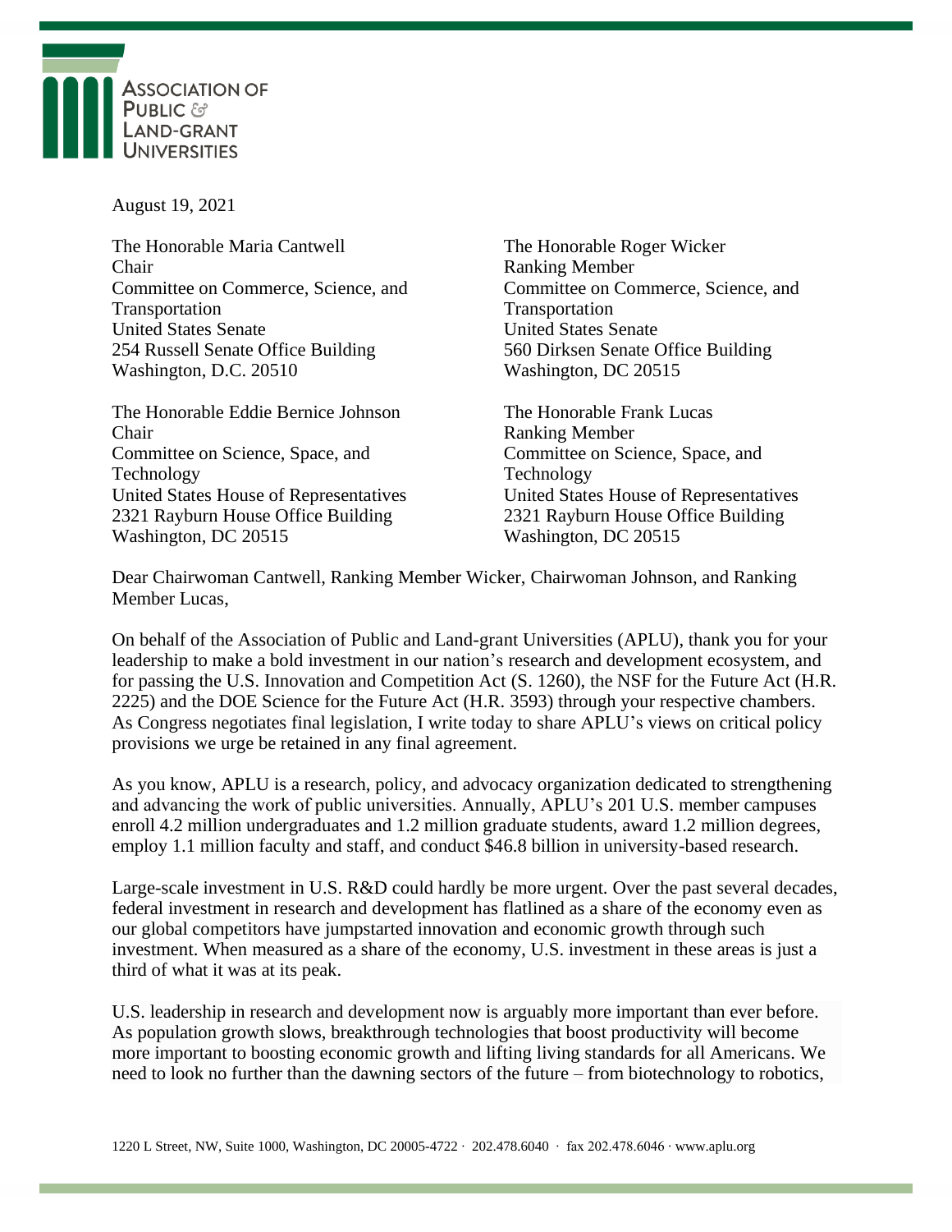**ASSOCIATION OF PUBLIC & LAND-GRANT UNIVERSITIES**

August 19, 2021

The Honorable Maria Cantwell
Chair
Committee on Commerce, Science, and Transportation
United States Senate
254 Russell Senate Office Building
Washington, D.C. 20510

The Honorable Roger Wicker
Ranking Member
Committee on Commerce, Science, and Transportation
United States Senate
560 Dirksen Senate Office Building
Washington, DC 20515

The Honorable Eddie Bernice Johnson
Chair
Committee on Science, Space, and Technology
United States House of Representatives
2321 Rayburn House Office Building
Washington, DC 20515

The Honorable Frank Lucas
Ranking Member
Committee on Science, Space, and Technology
United States House of Representatives
2321 Rayburn House Office Building
Washington, DC 20515

Dear Chairwoman Cantwell, Ranking Member Wicker, Chairwoman Johnson, and Ranking Member Lucas,

On behalf of the Association of Public and Land-grant Universities (APLU), thank you for your leadership to make a bold investment in our nation's research and development ecosystem, and for passing the U.S. Innovation and Competition Act (S. 1260), the NSF for the Future Act (H.R. 2225) and the DOE Science for the Future Act (H.R. 3593) through your respective chambers. As Congress negotiates final legislation, I write today to share APLU's views on critical policy provisions we urge be retained in any final agreement.

As you know, APLU is a research, policy, and advocacy organization dedicated to strengthening and advancing the work of public universities. Annually, APLU's 201 U.S. member campuses enroll 4.2 million undergraduates and 1.2 million graduate students, award 1.2 million degrees, employ 1.1 million faculty and staff, and conduct $46.8 billion in university-based research.

Large-scale investment in U.S. R&D could hardly be more urgent. Over the past several decades, federal investment in research and development has flatlined as a share of the economy even as our global competitors have jumpstarted innovation and economic growth through such investment. When measured as a share of the economy, U.S. investment in these areas is just a third of what it was at its peak.

U.S. leadership in research and development now is arguably more important than ever before. As population growth slows, breakthrough technologies that boost productivity will become more important to boosting economic growth and lifting living standards for all Americans. We need to look no further than the dawning sectors of the future – from biotechnology to robotics,

1220 L Street, NW, Suite 1000, Washington, DC 20005-4722 · 202.478.6040 · fax 202.478.6046 · www.aplu.org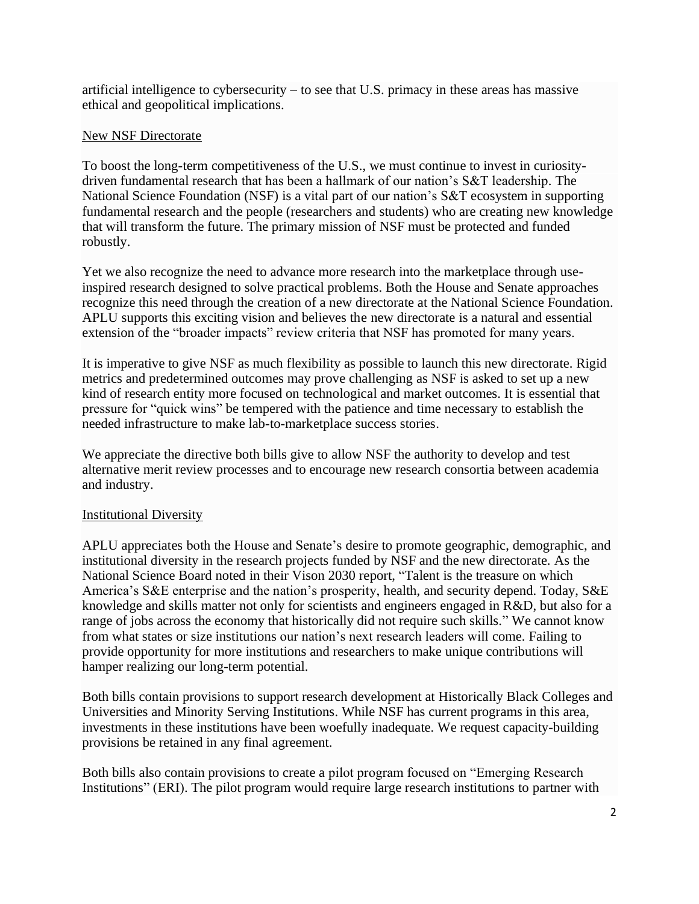artificial intelligence to cybersecurity – to see that U.S. primacy in these areas has massive ethical and geopolitical implications.

<u>New NSF Directorate</u>

To boost the long-term competitiveness of the U.S., we must continue to invest in curiosity-driven fundamental research that has been a hallmark of our nation's S&T leadership. The National Science Foundation (NSF) is a vital part of our nation's S&T ecosystem in supporting fundamental research and the people (researchers and students) who are creating new knowledge that will transform the future. The primary mission of NSF must be protected and funded robustly.

Yet we also recognize the need to advance more research into the marketplace through use-inspired research designed to solve practical problems. Both the House and Senate approaches recognize this need through the creation of a new directorate at the National Science Foundation. APLU supports this exciting vision and believes the new directorate is a natural and essential extension of the "broader impacts" review criteria that NSF has promoted for many years.

It is imperative to give NSF as much flexibility as possible to launch this new directorate. Rigid metrics and predetermined outcomes may prove challenging as NSF is asked to set up a new kind of research entity more focused on technological and market outcomes. It is essential that pressure for "quick wins" be tempered with the patience and time necessary to establish the needed infrastructure to make lab-to-marketplace success stories.

We appreciate the directive both bills give to allow NSF the authority to develop and test alternative merit review processes and to encourage new research consortia between academia and industry.

<u>Institutional Diversity</u>

APLU appreciates both the House and Senate's desire to promote geographic, demographic, and institutional diversity in the research projects funded by NSF and the new directorate. As the National Science Board noted in their Vison 2030 report, "Talent is the treasure on which America's S&E enterprise and the nation's prosperity, health, and security depend. Today, S&E knowledge and skills matter not only for scientists and engineers engaged in R&D, but also for a range of jobs across the economy that historically did not require such skills." We cannot know from what states or size institutions our nation's next research leaders will come. Failing to provide opportunity for more institutions and researchers to make unique contributions will hamper realizing our long-term potential.

Both bills contain provisions to support research development at Historically Black Colleges and Universities and Minority Serving Institutions. While NSF has current programs in this area, investments in these institutions have been woefully inadequate. We request capacity-building provisions be retained in any final agreement.

Both bills also contain provisions to create a pilot program focused on "Emerging Research Institutions" (ERI). The pilot program would require large research institutions to partner with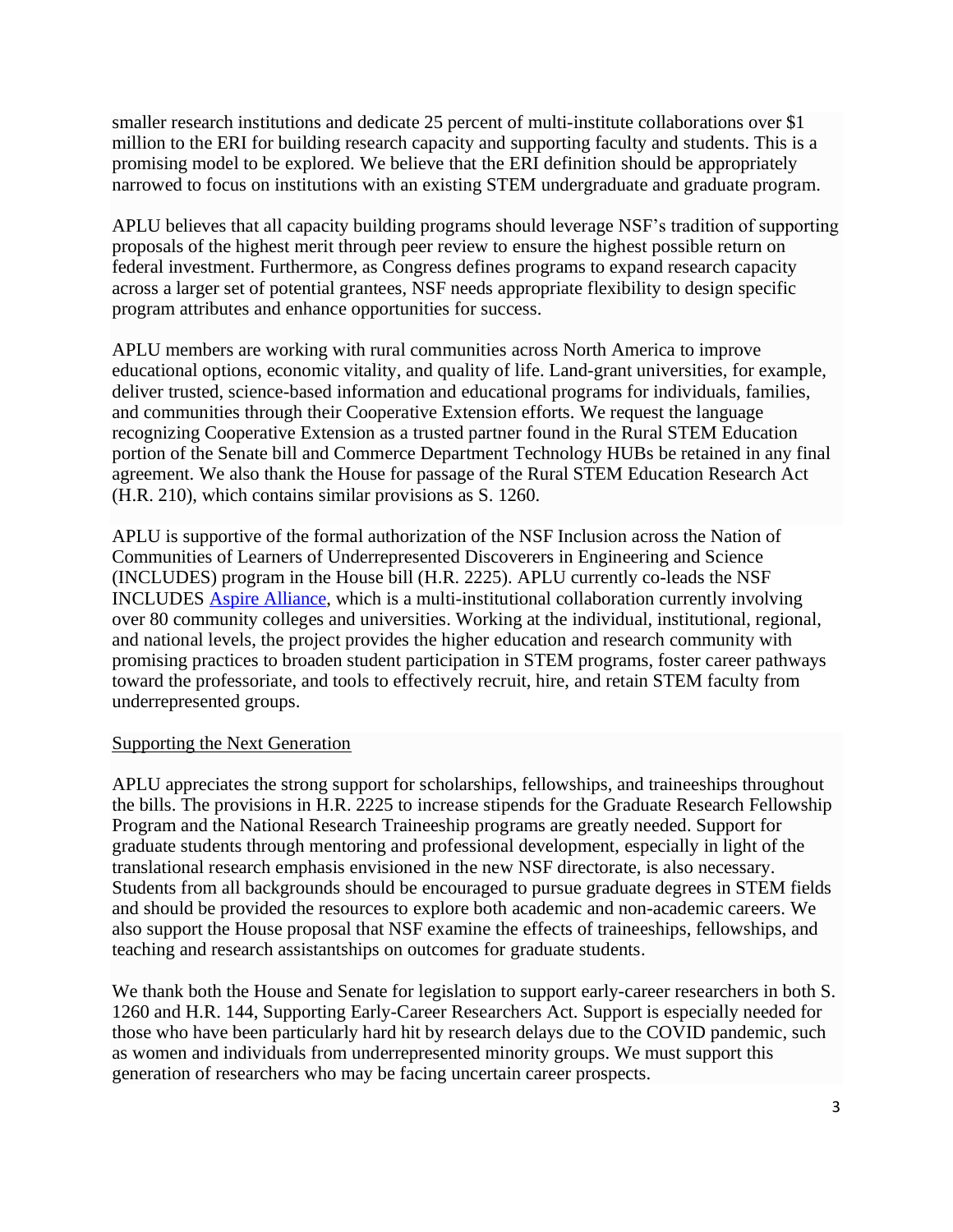smaller research institutions and dedicate 25 percent of multi-institute collaborations over $1 million to the ERI for building research capacity and supporting faculty and students. This is a promising model to be explored. We believe that the ERI definition should be appropriately narrowed to focus on institutions with an existing STEM undergraduate and graduate program.

APLU believes that all capacity building programs should leverage NSF's tradition of supporting proposals of the highest merit through peer review to ensure the highest possible return on federal investment. Furthermore, as Congress defines programs to expand research capacity across a larger set of potential grantees, NSF needs appropriate flexibility to design specific program attributes and enhance opportunities for success.

APLU members are working with rural communities across North America to improve educational options, economic vitality, and quality of life. Land-grant universities, for example, deliver trusted, science-based information and educational programs for individuals, families, and communities through their Cooperative Extension efforts. We request the language recognizing Cooperative Extension as a trusted partner found in the Rural STEM Education portion of the Senate bill and Commerce Department Technology HUBs be retained in any final agreement. We also thank the House for passage of the Rural STEM Education Research Act (H.R. 210), which contains similar provisions as S. 1260.

APLU is supportive of the formal authorization of the NSF Inclusion across the Nation of Communities of Learners of Underrepresented Discoverers in Engineering and Science (INCLUDES) program in the House bill (H.R. 2225). APLU currently co-leads the NSF INCLUDES [Aspire Alliance], which is a multi-institutional collaboration currently involving over 80 community colleges and universities. Working at the individual, institutional, regional, and national levels, the project provides the higher education and research community with promising practices to broaden student participation in STEM programs, foster career pathways toward the professoriate, and tools to effectively recruit, hire, and retain STEM faculty from underrepresented groups.

## Supporting the Next Generation

APLU appreciates the strong support for scholarships, fellowships, and traineeships throughout the bills. The provisions in H.R. 2225 to increase stipends for the Graduate Research Fellowship Program and the National Research Traineeship programs are greatly needed. Support for graduate students through mentoring and professional development, especially in light of the translational research emphasis envisioned in the new NSF directorate, is also necessary. Students from all backgrounds should be encouraged to pursue graduate degrees in STEM fields and should be provided the resources to explore both academic and non-academic careers. We also support the House proposal that NSF examine the effects of traineeships, fellowships, and teaching and research assistantships on outcomes for graduate students.

We thank both the House and Senate for legislation to support early-career researchers in both S. 1260 and H.R. 144, Supporting Early-Career Researchers Act. Support is especially needed for those who have been particularly hard hit by research delays due to the COVID pandemic, such as women and individuals from underrepresented minority groups. We must support this generation of researchers who may be facing uncertain career prospects.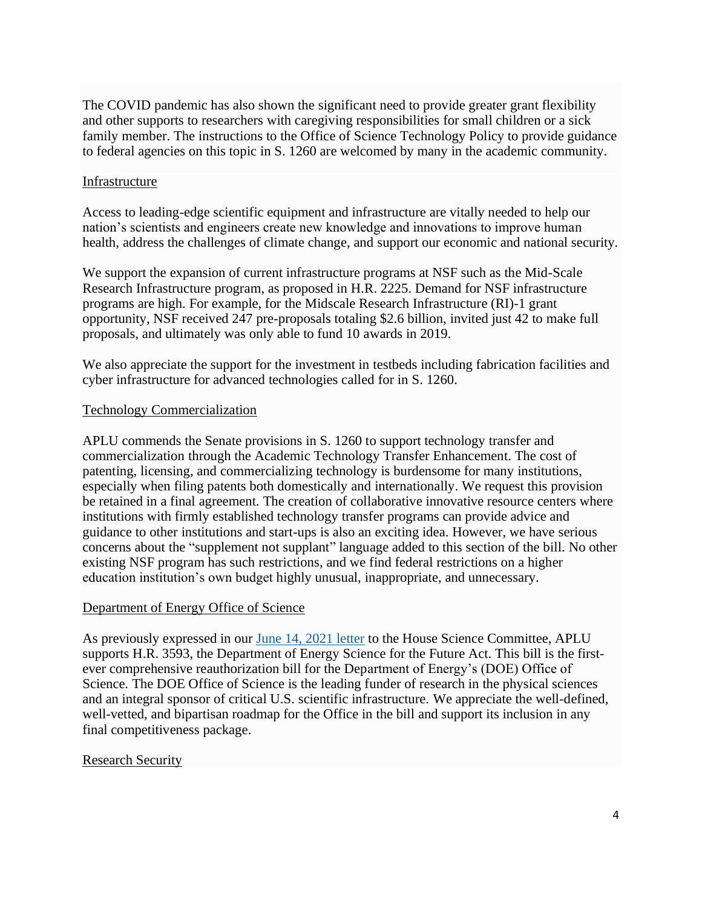The COVID pandemic has also shown the significant need to provide greater grant flexibility and other supports to researchers with caregiving responsibilities for small children or a sick family member. The instructions to the Office of Science Technology Policy to provide guidance to federal agencies on this topic in S. 1260 are welcomed by many in the academic community.

## Infrastructure

Access to leading-edge scientific equipment and infrastructure are vitally needed to help our nation's scientists and engineers create new knowledge and innovations to improve human health, address the challenges of climate change, and support our economic and national security.

We support the expansion of current infrastructure programs at NSF such as the Mid-Scale Research Infrastructure program, as proposed in H.R. 2225. Demand for NSF infrastructure programs are high. For example, for the Midscale Research Infrastructure (RI)-1 grant opportunity, NSF received 247 pre-proposals totaling $2.6 billion, invited just 42 to make full proposals, and ultimately was only able to fund 10 awards in 2019.

We also appreciate the support for the investment in testbeds including fabrication facilities and cyber infrastructure for advanced technologies called for in S. 1260.

## Technology Commercialization

APLU commends the Senate provisions in S. 1260 to support technology transfer and commercialization through the Academic Technology Transfer Enhancement. The cost of patenting, licensing, and commercializing technology is burdensome for many institutions, especially when filing patents both domestically and internationally. We request this provision be retained in a final agreement. The creation of collaborative innovative resource centers where institutions with firmly established technology transfer programs can provide advice and guidance to other institutions and start-ups is also an exciting idea. However, we have serious concerns about the "supplement not supplant" language added to this section of the bill. No other existing NSF program has such restrictions, and we find federal restrictions on a higher education institution's own budget highly unusual, inappropriate, and unnecessary.

## Department of Energy Office of Science

As previously expressed in our [June 14, 2021 letter](#) to the House Science Committee, APLU supports H.R. 3593, the Department of Energy Science for the Future Act. This bill is the first-ever comprehensive reauthorization bill for the Department of Energy's (DOE) Office of Science. The DOE Office of Science is the leading funder of research in the physical sciences and an integral sponsor of critical U.S. scientific infrastructure. We appreciate the well-defined, well-vetted, and bipartisan roadmap for the Office in the bill and support its inclusion in any final competitiveness package.

## Research Security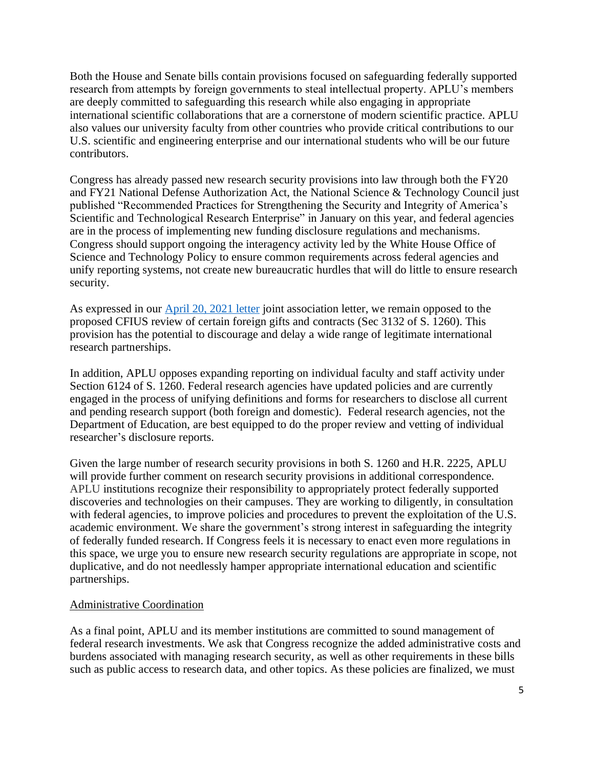Both the House and Senate bills contain provisions focused on safeguarding federally supported research from attempts by foreign governments to steal intellectual property. APLU's members are deeply committed to safeguarding this research while also engaging in appropriate international scientific collaborations that are a cornerstone of modern scientific practice. APLU also values our university faculty from other countries who provide critical contributions to our U.S. scientific and engineering enterprise and our international students who will be our future contributors.

Congress has already passed new research security provisions into law through both the FY20 and FY21 National Defense Authorization Act, the National Science & Technology Council just published "Recommended Practices for Strengthening the Security and Integrity of America's Scientific and Technological Research Enterprise" in January on this year, and federal agencies are in the process of implementing new funding disclosure regulations and mechanisms. Congress should support ongoing the interagency activity led by the White House Office of Science and Technology Policy to ensure common requirements across federal agencies and unify reporting systems, not create new bureaucratic hurdles that will do little to ensure research security.

As expressed in our [April 20, 2021 letter] joint association letter, we remain opposed to the proposed CFIUS review of certain foreign gifts and contracts (Sec 3132 of S. 1260). This provision has the potential to discourage and delay a wide range of legitimate international research partnerships.

In addition, APLU opposes expanding reporting on individual faculty and staff activity under Section 6124 of S. 1260. Federal research agencies have updated policies and are currently engaged in the process of unifying definitions and forms for researchers to disclose all current and pending research support (both foreign and domestic). Federal research agencies, not the Department of Education, are best equipped to do the proper review and vetting of individual researcher's disclosure reports.

Given the large number of research security provisions in both S. 1260 and H.R. 2225, APLU will provide further comment on research security provisions in additional correspondence. APLU institutions recognize their responsibility to appropriately protect federally supported discoveries and technologies on their campuses. They are working to diligently, in consultation with federal agencies, to improve policies and procedures to prevent the exploitation of the U.S. academic environment. We share the government's strong interest in safeguarding the integrity of federally funded research. If Congress feels it is necessary to enact even more regulations in this space, we urge you to ensure new research security regulations are appropriate in scope, not duplicative, and do not needlessly hamper appropriate international education and scientific partnerships.

Administrative Coordination

As a final point, APLU and its member institutions are committed to sound management of federal research investments. We ask that Congress recognize the added administrative costs and burdens associated with managing research security, as well as other requirements in these bills such as public access to research data, and other topics. As these policies are finalized, we must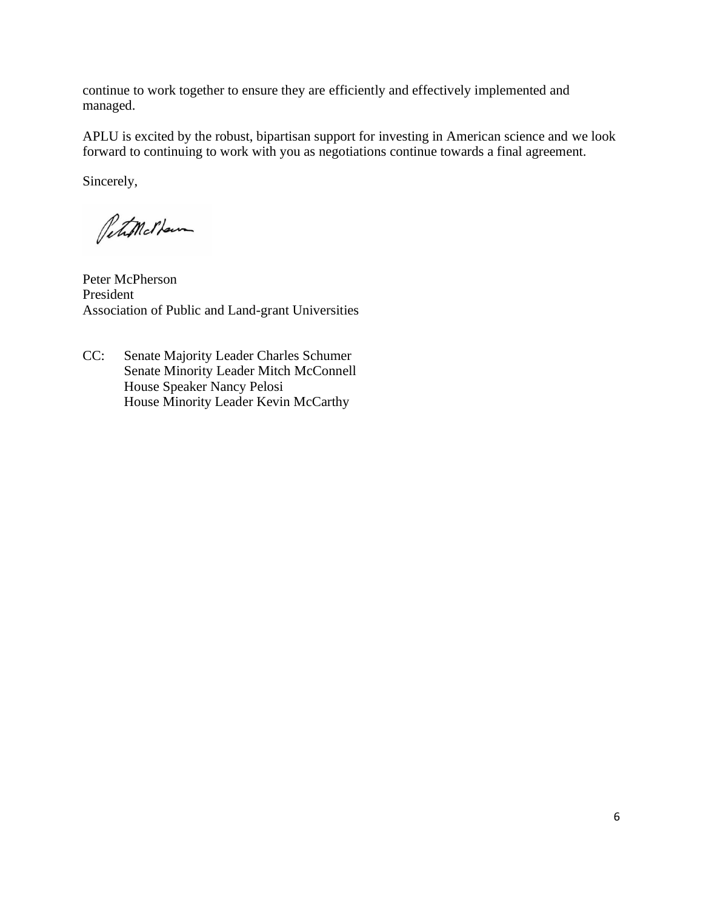continue to work together to ensure they are efficiently and effectively implemented and managed.

APLU is excited by the robust, bipartisan support for investing in American science and we look forward to continuing to work with you as negotiations continue towards a final agreement.

Sincerely,

Peter McPherson
President
Association of Public and Land-grant Universities

CC: Senate Majority Leader Charles Schumer
Senate Minority Leader Mitch McConnell
House Speaker Nancy Pelosi
House Minority Leader Kevin McCarthy